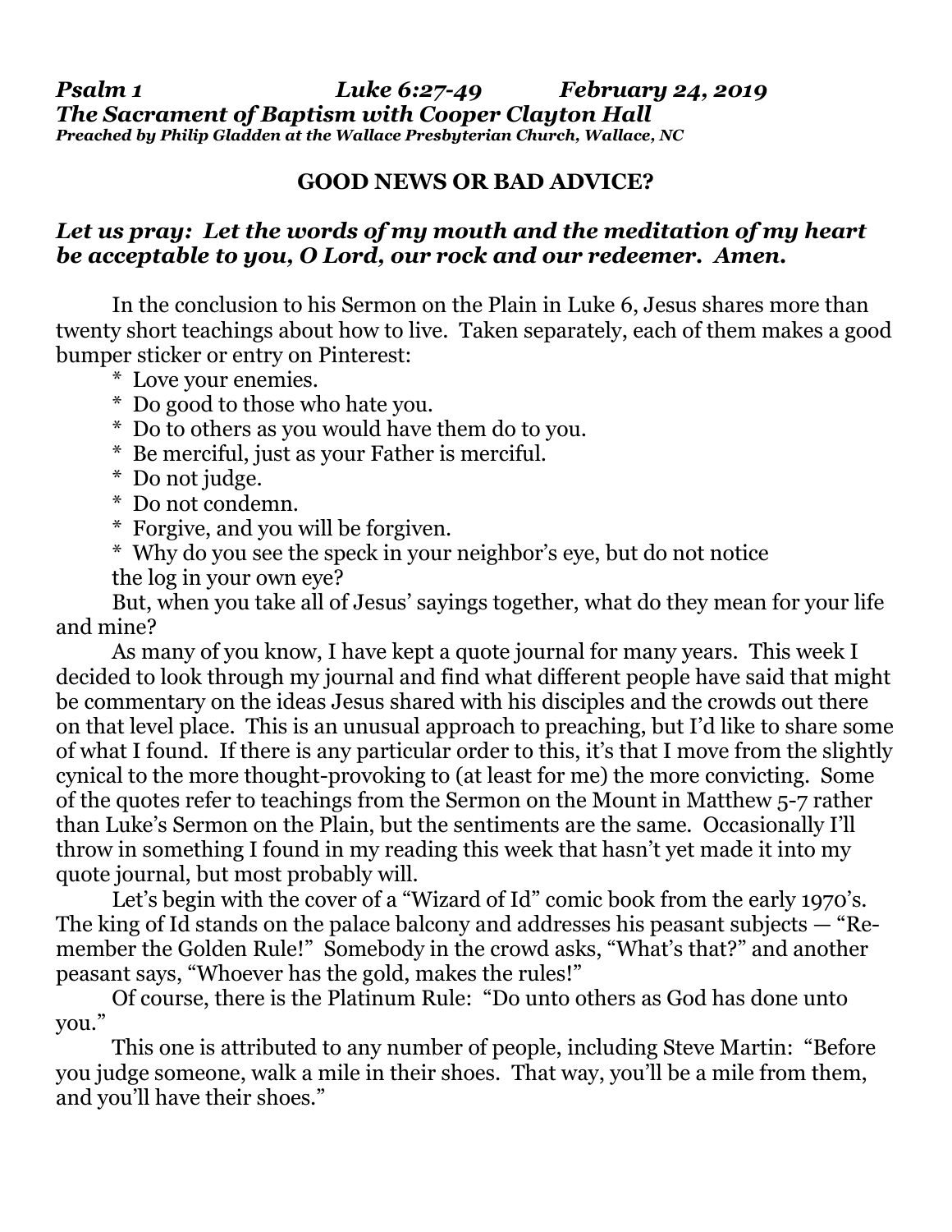***Psalm 1 Luke 6:27-49 February 24, 2019***
***The Sacrament of Baptism with Cooper Clayton Hall***
***Preached by Philip Gladden at the Wallace Presbyterian Church, Wallace, NC***

## GOOD NEWS OR BAD ADVICE?

***Let us pray: Let the words of my mouth and the meditation of my heart be acceptable to you, O Lord, our rock and our redeemer. Amen.***

In the conclusion to his Sermon on the Plain in Luke 6, Jesus shares more than twenty short teachings about how to live. Taken separately, each of them makes a good bumper sticker or entry on Pinterest:

* Love your enemies.
* Do good to those who hate you.
* Do to others as you would have them do to you.
* Be merciful, just as your Father is merciful.
* Do not judge.
* Do not condemn.
* Forgive, and you will be forgiven.
* Why do you see the speck in your neighbor's eye, but do not notice the log in your own eye?

But, when you take all of Jesus' sayings together, what do they mean for your life and mine?

As many of you know, I have kept a quote journal for many years. This week I decided to look through my journal and find what different people have said that might be commentary on the ideas Jesus shared with his disciples and the crowds out there on that level place. This is an unusual approach to preaching, but I'd like to share some of what I found. If there is any particular order to this, it's that I move from the slightly cynical to the more thought-provoking to (at least for me) the more convicting. Some of the quotes refer to teachings from the Sermon on the Mount in Matthew 5-7 rather than Luke's Sermon on the Plain, but the sentiments are the same. Occasionally I'll throw in something I found in my reading this week that hasn't yet made it into my quote journal, but most probably will.

Let's begin with the cover of a "Wizard of Id" comic book from the early 1970's. The king of Id stands on the palace balcony and addresses his peasant subjects — "Remember the Golden Rule!" Somebody in the crowd asks, "What's that?" and another peasant says, "Whoever has the gold, makes the rules!"

Of course, there is the Platinum Rule: "Do unto others as God has done unto you."

This one is attributed to any number of people, including Steve Martin: "Before you judge someone, walk a mile in their shoes. That way, you'll be a mile from them, and you'll have their shoes."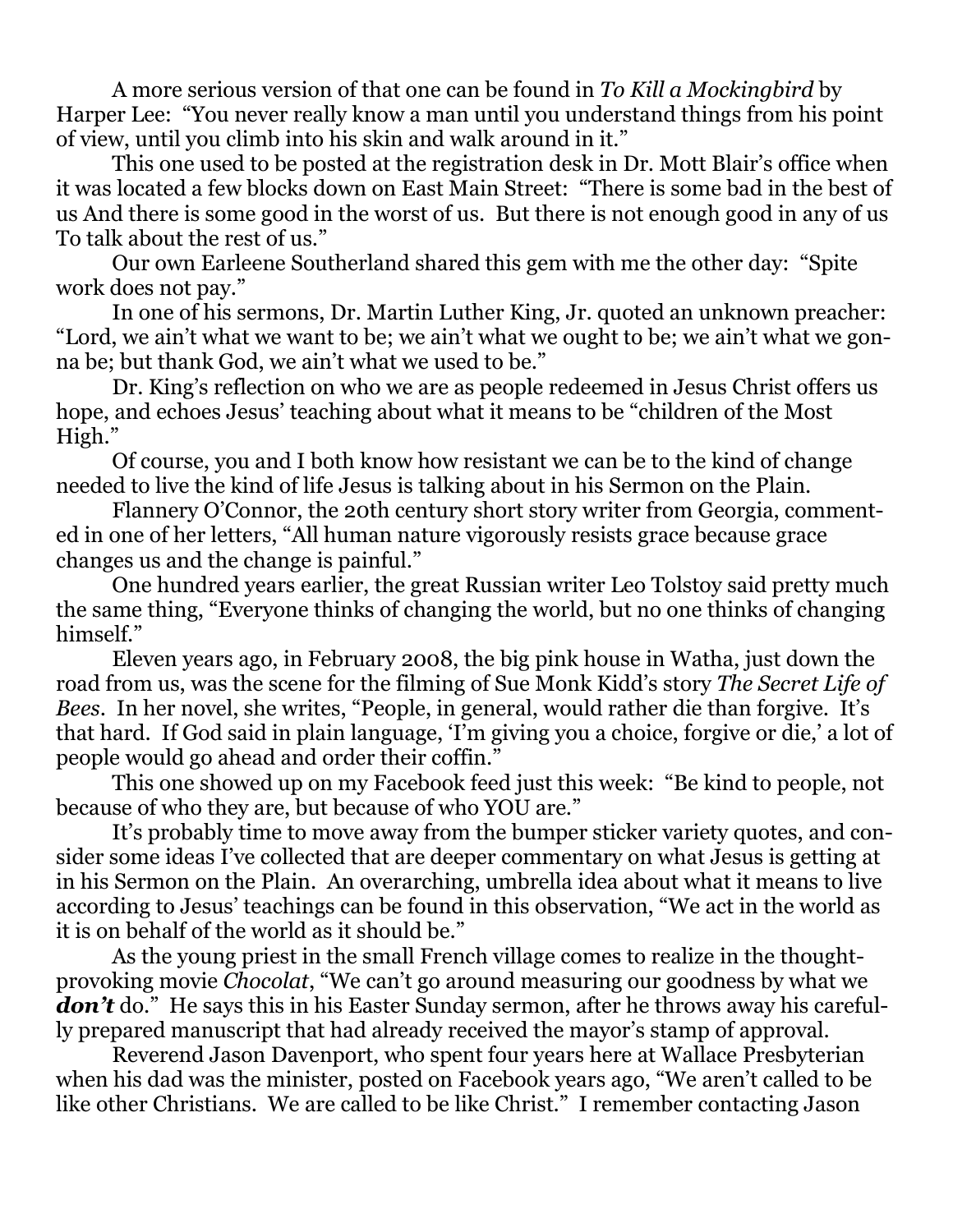A more serious version of that one can be found in *To Kill a Mockingbird* by Harper Lee: "You never really know a man until you understand things from his point of view, until you climb into his skin and walk around in it."

This one used to be posted at the registration desk in Dr. Mott Blair's office when it was located a few blocks down on East Main Street: "There is some bad in the best of us And there is some good in the worst of us. But there is not enough good in any of us To talk about the rest of us."

Our own Earleene Southerland shared this gem with me the other day: "Spite work does not pay."

In one of his sermons, Dr. Martin Luther King, Jr. quoted an unknown preacher: "Lord, we ain't what we want to be; we ain't what we ought to be; we ain't what we gonna be; but thank God, we ain't what we used to be."

Dr. King's reflection on who we are as people redeemed in Jesus Christ offers us hope, and echoes Jesus' teaching about what it means to be "children of the Most High."

Of course, you and I both know how resistant we can be to the kind of change needed to live the kind of life Jesus is talking about in his Sermon on the Plain.

Flannery O'Connor, the 20th century short story writer from Georgia, commented in one of her letters, "All human nature vigorously resists grace because grace changes us and the change is painful."

One hundred years earlier, the great Russian writer Leo Tolstoy said pretty much the same thing, "Everyone thinks of changing the world, but no one thinks of changing himself."

Eleven years ago, in February 2008, the big pink house in Watha, just down the road from us, was the scene for the filming of Sue Monk Kidd's story *The Secret Life of Bees*. In her novel, she writes, "People, in general, would rather die than forgive. It's that hard. If God said in plain language, 'I'm giving you a choice, forgive or die,' a lot of people would go ahead and order their coffin."

This one showed up on my Facebook feed just this week: "Be kind to people, not because of who they are, but because of who YOU are."

It's probably time to move away from the bumper sticker variety quotes, and consider some ideas I've collected that are deeper commentary on what Jesus is getting at in his Sermon on the Plain. An overarching, umbrella idea about what it means to live according to Jesus' teachings can be found in this observation, "We act in the world as it is on behalf of the world as it should be."

As the young priest in the small French village comes to realize in the thought-provoking movie *Chocolat*, "We can't go around measuring our goodness by what we ***don't*** do." He says this in his Easter Sunday sermon, after he throws away his carefully prepared manuscript that had already received the mayor's stamp of approval.

Reverend Jason Davenport, who spent four years here at Wallace Presbyterian when his dad was the minister, posted on Facebook years ago, "We aren't called to be like other Christians. We are called to be like Christ." I remember contacting Jason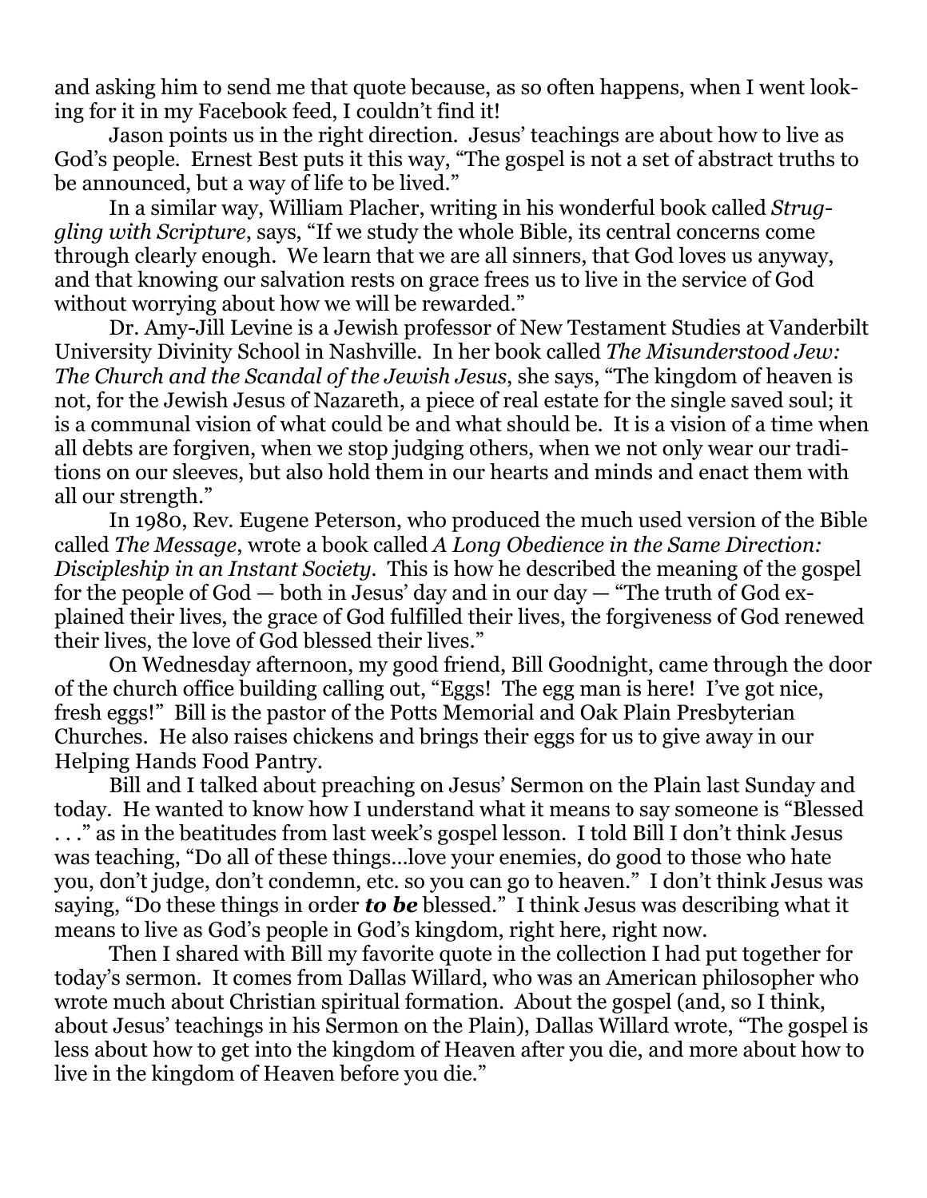and asking him to send me that quote because, as so often happens, when I went looking for it in my Facebook feed, I couldn't find it!

Jason points us in the right direction. Jesus' teachings are about how to live as God's people. Ernest Best puts it this way, "The gospel is not a set of abstract truths to be announced, but a way of life to be lived."

In a similar way, William Placher, writing in his wonderful book called *Struggling with Scripture*, says, "If we study the whole Bible, its central concerns come through clearly enough. We learn that we are all sinners, that God loves us anyway, and that knowing our salvation rests on grace frees us to live in the service of God without worrying about how we will be rewarded."

Dr. Amy-Jill Levine is a Jewish professor of New Testament Studies at Vanderbilt University Divinity School in Nashville. In her book called *The Misunderstood Jew: The Church and the Scandal of the Jewish Jesus*, she says, "The kingdom of heaven is not, for the Jewish Jesus of Nazareth, a piece of real estate for the single saved soul; it is a communal vision of what could be and what should be. It is a vision of a time when all debts are forgiven, when we stop judging others, when we not only wear our traditions on our sleeves, but also hold them in our hearts and minds and enact them with all our strength."

In 1980, Rev. Eugene Peterson, who produced the much used version of the Bible called *The Message*, wrote a book called *A Long Obedience in the Same Direction: Discipleship in an Instant Society*. This is how he described the meaning of the gospel for the people of God — both in Jesus' day and in our day — "The truth of God explained their lives, the grace of God fulfilled their lives, the forgiveness of God renewed their lives, the love of God blessed their lives."

On Wednesday afternoon, my good friend, Bill Goodnight, came through the door of the church office building calling out, "Eggs! The egg man is here! I've got nice, fresh eggs!" Bill is the pastor of the Potts Memorial and Oak Plain Presbyterian Churches. He also raises chickens and brings their eggs for us to give away in our Helping Hands Food Pantry.

Bill and I talked about preaching on Jesus' Sermon on the Plain last Sunday and today. He wanted to know how I understand what it means to say someone is "Blessed . . ." as in the beatitudes from last week's gospel lesson. I told Bill I don't think Jesus was teaching, "Do all of these things…love your enemies, do good to those who hate you, don't judge, don't condemn, etc. so you can go to heaven." I don't think Jesus was saying, "Do these things in order ***to be*** blessed." I think Jesus was describing what it means to live as God's people in God's kingdom, right here, right now.

Then I shared with Bill my favorite quote in the collection I had put together for today's sermon. It comes from Dallas Willard, who was an American philosopher who wrote much about Christian spiritual formation. About the gospel (and, so I think, about Jesus' teachings in his Sermon on the Plain), Dallas Willard wrote, "The gospel is less about how to get into the kingdom of Heaven after you die, and more about how to live in the kingdom of Heaven before you die."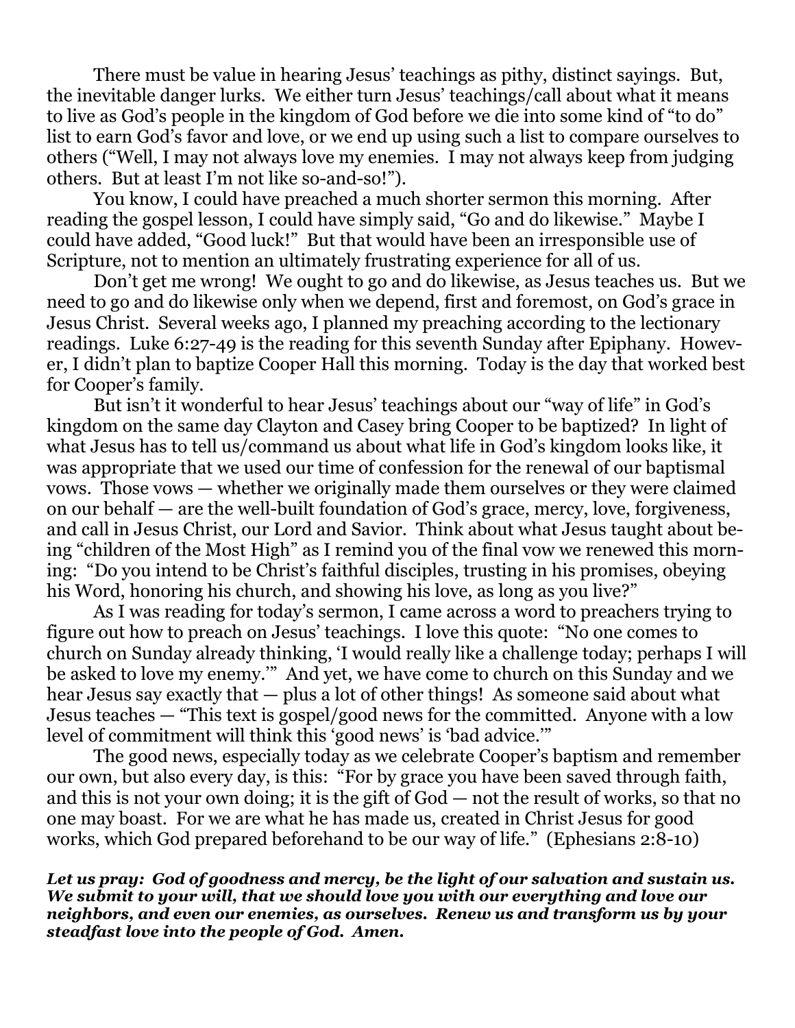There must be value in hearing Jesus' teachings as pithy, distinct sayings. But, the inevitable danger lurks. We either turn Jesus' teachings/call about what it means to live as God's people in the kingdom of God before we die into some kind of "to do" list to earn God's favor and love, or we end up using such a list to compare ourselves to others ("Well, I may not always love my enemies. I may not always keep from judging others. But at least I'm not like so-and-so!").

You know, I could have preached a much shorter sermon this morning. After reading the gospel lesson, I could have simply said, "Go and do likewise." Maybe I could have added, "Good luck!" But that would have been an irresponsible use of Scripture, not to mention an ultimately frustrating experience for all of us.

Don't get me wrong! We ought to go and do likewise, as Jesus teaches us. But we need to go and do likewise only when we depend, first and foremost, on God's grace in Jesus Christ. Several weeks ago, I planned my preaching according to the lectionary readings. Luke 6:27-49 is the reading for this seventh Sunday after Epiphany. However, I didn't plan to baptize Cooper Hall this morning. Today is the day that worked best for Cooper's family.

But isn't it wonderful to hear Jesus' teachings about our "way of life" in God's kingdom on the same day Clayton and Casey bring Cooper to be baptized? In light of what Jesus has to tell us/command us about what life in God's kingdom looks like, it was appropriate that we used our time of confession for the renewal of our baptismal vows. Those vows — whether we originally made them ourselves or they were claimed on our behalf — are the well-built foundation of God's grace, mercy, love, forgiveness, and call in Jesus Christ, our Lord and Savior. Think about what Jesus taught about being "children of the Most High" as I remind you of the final vow we renewed this morning: "Do you intend to be Christ's faithful disciples, trusting in his promises, obeying his Word, honoring his church, and showing his love, as long as you live?"

As I was reading for today's sermon, I came across a word to preachers trying to figure out how to preach on Jesus' teachings. I love this quote: "No one comes to church on Sunday already thinking, 'I would really like a challenge today; perhaps I will be asked to love my enemy.'" And yet, we have come to church on this Sunday and we hear Jesus say exactly that — plus a lot of other things! As someone said about what Jesus teaches — "This text is gospel/good news for the committed. Anyone with a low level of commitment will think this 'good news' is 'bad advice.'"

The good news, especially today as we celebrate Cooper's baptism and remember our own, but also every day, is this: "For by grace you have been saved through faith, and this is not your own doing; it is the gift of God — not the result of works, so that no one may boast. For we are what he has made us, created in Christ Jesus for good works, which God prepared beforehand to be our way of life." (Ephesians 2:8-10)

***Let us pray: God of goodness and mercy, be the light of our salvation and sustain us. We submit to your will, that we should love you with our everything and love our neighbors, and even our enemies, as ourselves. Renew us and transform us by your steadfast love into the people of God. Amen.***